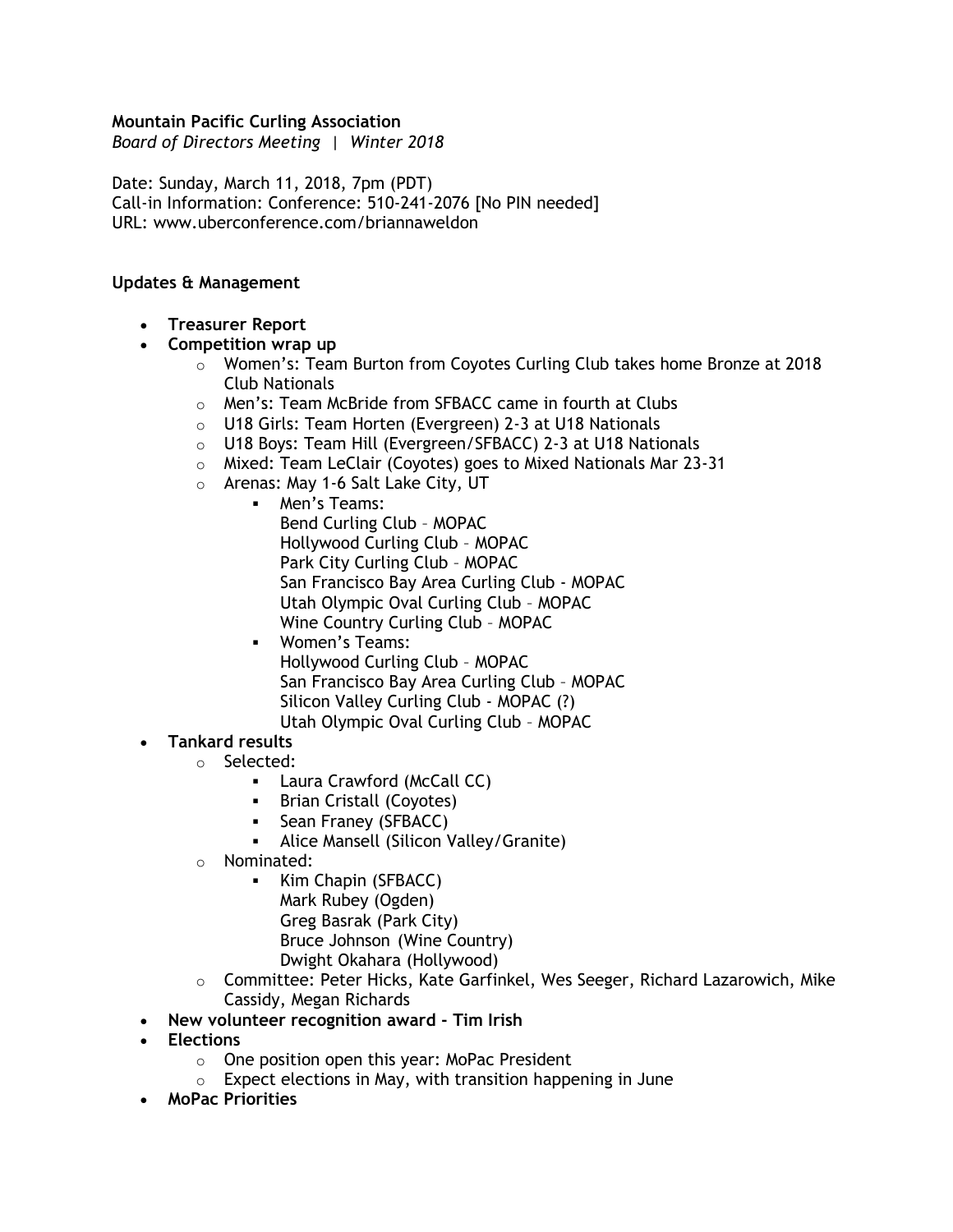**Mountain Pacific Curling Association**
*Board of Directors Meeting | Winter 2018*

Date: Sunday, March 11, 2018, 7pm (PDT)
Call-in Information: Conference: 510-241-2076 [No PIN needed]
URL: www.uberconference.com/briannaweldon

**Updates & Management**

- **Treasurer Report**
- **Competition wrap up**
  - Women's: Team Burton from Coyotes Curling Club takes home Bronze at 2018 Club Nationals
  - Men's: Team McBride from SFBACC came in fourth at Clubs
  - U18 Girls: Team Horten (Evergreen) 2-3 at U18 Nationals
  - U18 Boys: Team Hill (Evergreen/SFBACC) 2-3 at U18 Nationals
  - Mixed: Team LeClair (Coyotes) goes to Mixed Nationals Mar 23-31
  - Arenas: May 1-6 Salt Lake City, UT
    - Men's Teams:
      Bend Curling Club – MOPAC
      Hollywood Curling Club – MOPAC
      Park City Curling Club – MOPAC
      San Francisco Bay Area Curling Club - MOPAC
      Utah Olympic Oval Curling Club – MOPAC
      Wine Country Curling Club – MOPAC
    - Women's Teams:
      Hollywood Curling Club – MOPAC
      San Francisco Bay Area Curling Club – MOPAC
      Silicon Valley Curling Club - MOPAC (?)
      Utah Olympic Oval Curling Club – MOPAC
- **Tankard results**
  - Selected:
    - Laura Crawford (McCall CC)
    - Brian Cristall (Coyotes)
    - Sean Franey (SFBACC)
    - Alice Mansell (Silicon Valley/Granite)
  - Nominated:
    - Kim Chapin (SFBACC)
      Mark Rubey (Ogden)
      Greg Basrak (Park City)
      Bruce Johnson (Wine Country)
      Dwight Okahara (Hollywood)
  - Committee: Peter Hicks, Kate Garfinkel, Wes Seeger, Richard Lazarowich, Mike Cassidy, Megan Richards
- **New volunteer recognition award - Tim Irish**
- **Elections**
  - One position open this year: MoPac President
  - Expect elections in May, with transition happening in June
- **MoPac Priorities**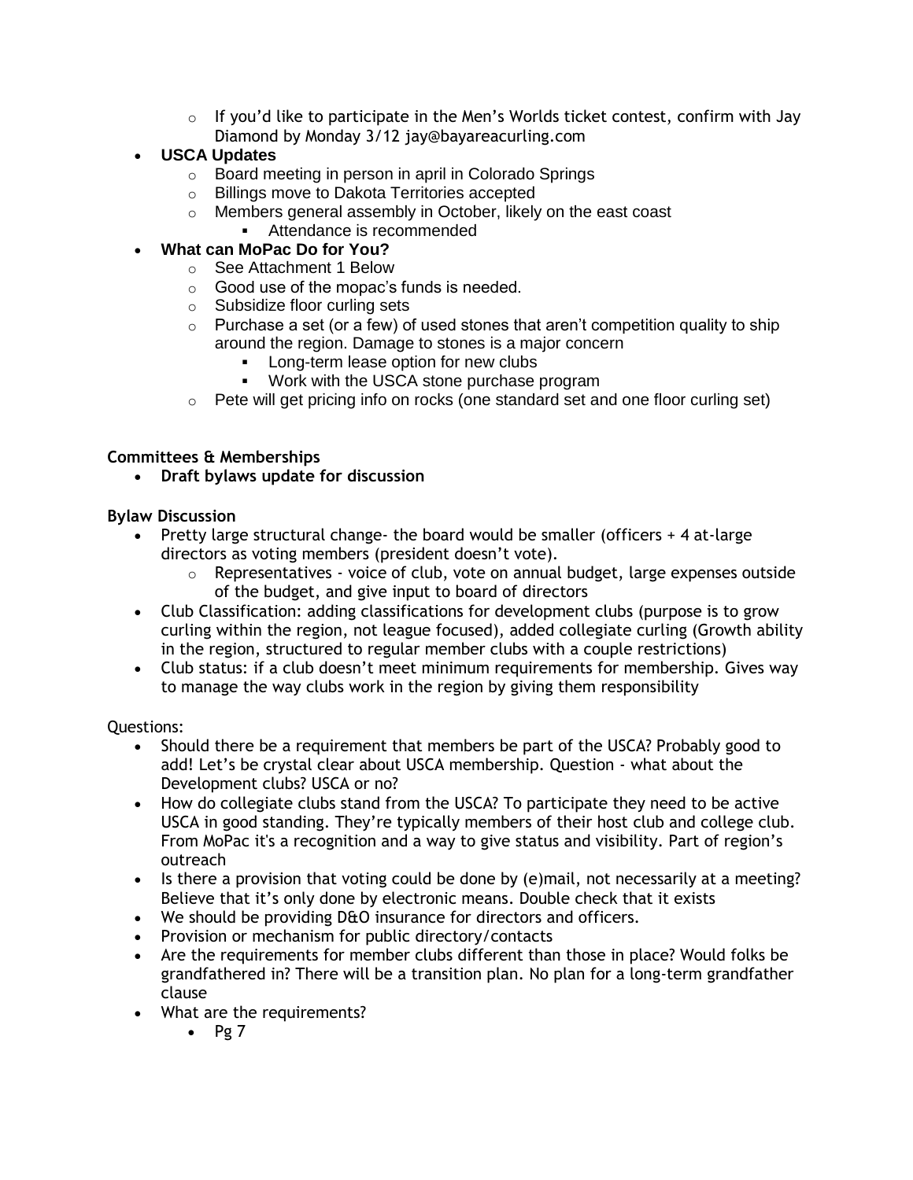- If you'd like to participate in the Men's Worlds ticket contest, confirm with Jay Diamond by Monday 3/12 jay@bayareacurling.com
- **USCA Updates**
    - Board meeting in person in april in Colorado Springs
    - Billings move to Dakota Territories accepted
    - Members general assembly in October, likely on the east coast
        - Attendance is recommended
- **What can MoPac Do for You?**
    - See Attachment 1 Below
    - Good use of the mopac's funds is needed.
    - Subsidize floor curling sets
    - Purchase a set (or a few) of used stones that aren't competition quality to ship around the region. Damage to stones is a major concern
        - Long-term lease option for new clubs
        - Work with the USCA stone purchase program
    - Pete will get pricing info on rocks (one standard set and one floor curling set)

**Committees & Memberships**

- **Draft bylaws update for discussion**

**Bylaw Discussion**

- Pretty large structural change- the board would be smaller (officers + 4 at-large directors as voting members (president doesn't vote).
    - Representatives - voice of club, vote on annual budget, large expenses outside of the budget, and give input to board of directors
- Club Classification: adding classifications for development clubs (purpose is to grow curling within the region, not league focused), added collegiate curling (Growth ability in the region, structured to regular member clubs with a couple restrictions)
- Club status: if a club doesn't meet minimum requirements for membership. Gives way to manage the way clubs work in the region by giving them responsibility

Questions:

- Should there be a requirement that members be part of the USCA? Probably good to add! Let's be crystal clear about USCA membership. Question - what about the Development clubs? USCA or no?
- How do collegiate clubs stand from the USCA? To participate they need to be active USCA in good standing. They're typically members of their host club and college club. From MoPac it's a recognition and a way to give status and visibility. Part of region's outreach
- Is there a provision that voting could be done by (e)mail, not necessarily at a meeting? Believe that it's only done by electronic means. Double check that it exists
- We should be providing D&O insurance for directors and officers.
- Provision or mechanism for public directory/contacts
- Are the requirements for member clubs different than those in place? Would folks be grandfathered in? There will be a transition plan. No plan for a long-term grandfather clause
- What are the requirements?
    - Pg 7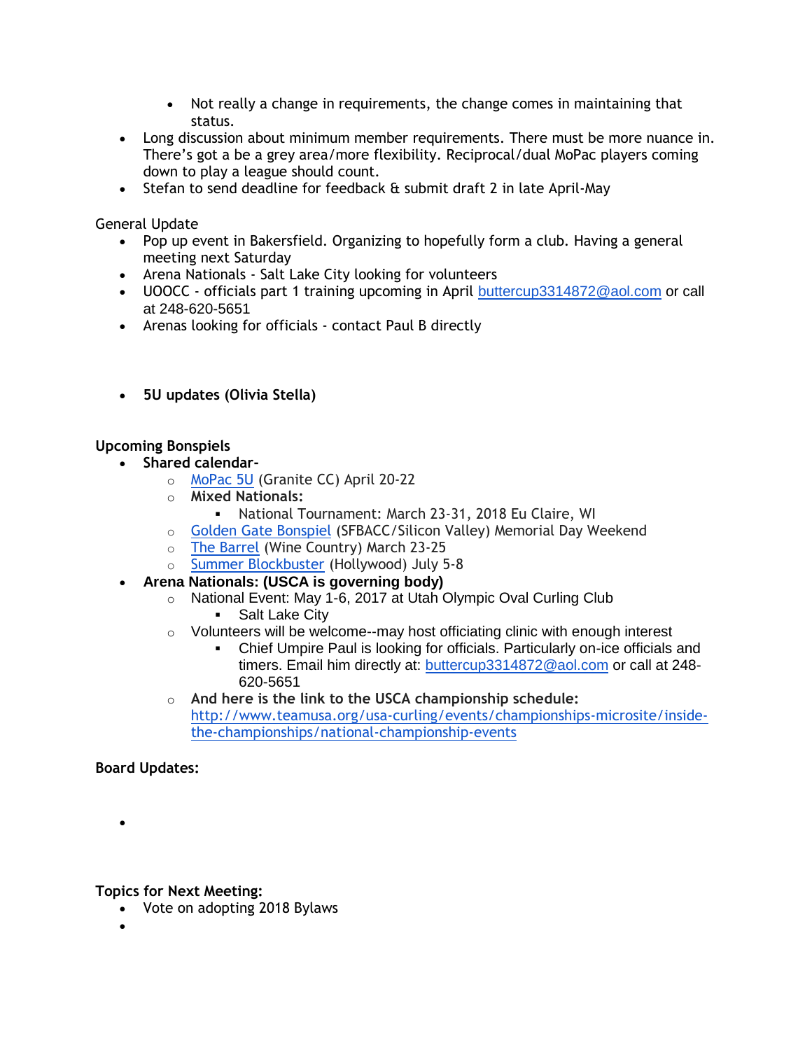- Not really a change in requirements, the change comes in maintaining that status.
- Long discussion about minimum member requirements. There must be more nuance in. There's got a be a grey area/more flexibility. Reciprocal/dual MoPac players coming down to play a league should count.
- Stefan to send deadline for feedback & submit draft 2 in late April-May

General Update

- Pop up event in Bakersfield. Organizing to hopefully form a club. Having a general meeting next Saturday
- Arena Nationals - Salt Lake City looking for volunteers
- UOOCC - officials part 1 training upcoming in April buttercup3314872@aol.com or call at 248-620-5651
- Arenas looking for officials - contact Paul B directly

- **5U updates (Olivia Stella)**

**Upcoming Bonspiels**

- **Shared calendar-**
    - MoPac 5U (Granite CC) April 20-22
    - **Mixed Nationals:**
        - National Tournament: March 23-31, 2018 Eu Claire, WI
    - Golden Gate Bonspiel (SFBACC/Silicon Valley) Memorial Day Weekend
    - The Barrel (Wine Country) March 23-25
    - Summer Blockbuster (Hollywood) July 5-8
- **Arena Nationals: (USCA is governing body)**
    - National Event: May 1-6, 2017 at Utah Olympic Oval Curling Club
        - Salt Lake City
    - Volunteers will be welcome--may host officiating clinic with enough interest
        - Chief Umpire Paul is looking for officials. Particularly on-ice officials and timers. Email him directly at: buttercup3314872@aol.com or call at 248-620-5651
    - **And here is the link to the USCA championship schedule:** http://www.teamusa.org/usa-curling/events/championships-microsite/inside-the-championships/national-championship-events

**Board Updates:**

-

**Topics for Next Meeting:**

- Vote on adopting 2018 Bylaws
-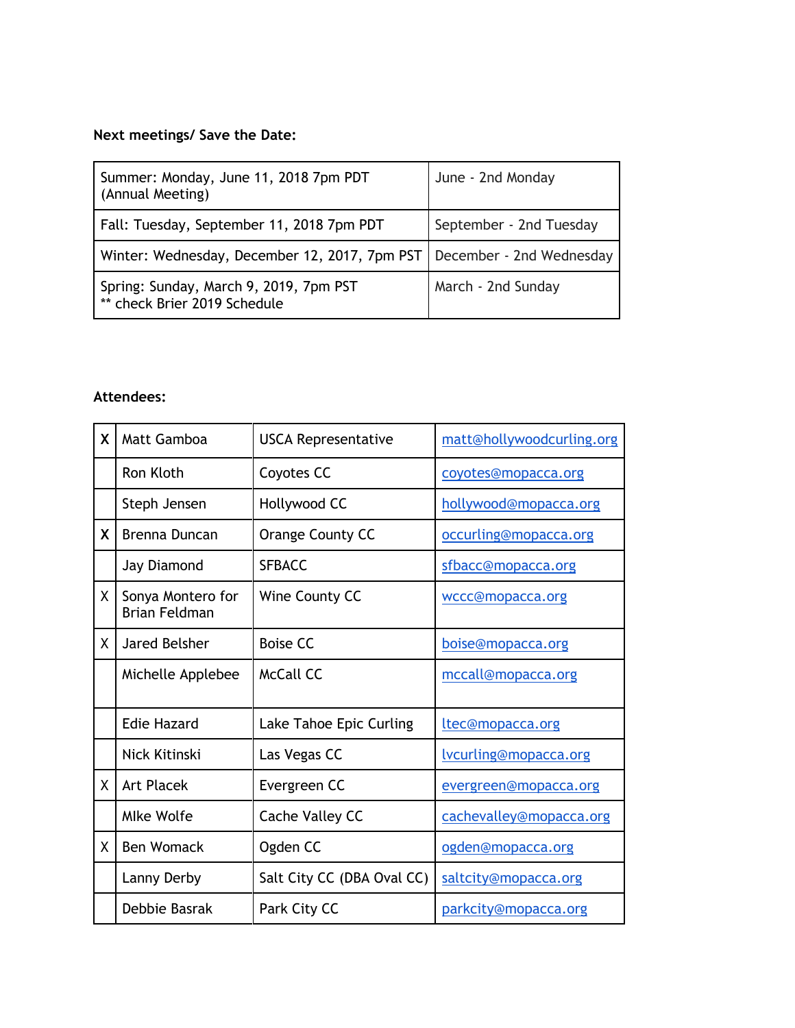**Next meetings/ Save the Date:**

| | |
|---|---|
| Summer: Monday, June 11, 2018 7pm PDT (Annual Meeting) | June - 2nd Monday |
| Fall: Tuesday, September 11, 2018 7pm PDT | September - 2nd Tuesday |
| Winter: Wednesday, December 12, 2017, 7pm PST | December - 2nd Wednesday |
| Spring: Sunday, March 9, 2019, 7pm PST ** check Brier 2019 Schedule | March - 2nd Sunday |

**Attendees:**

| | | | |
|---|---|---|---|
| X | Matt Gamboa | USCA Representative | matt@hollywoodcurling.org |
| | Ron Kloth | Coyotes CC | coyotes@mopacca.org |
| | Steph Jensen | Hollywood CC | hollywood@mopacca.org |
| X | Brenna Duncan | Orange County CC | occurling@mopacca.org |
| | Jay Diamond | SFBACC | sfbacc@mopacca.org |
| X | Sonya Montero for Brian Feldman | Wine County CC | wccc@mopacca.org |
| X | Jared Belsher | Boise CC | boise@mopacca.org |
| | Michelle Applebee | McCall CC | mccall@mopacca.org |
| | Edie Hazard | Lake Tahoe Epic Curling | ltec@mopacca.org |
| | Nick Kitinski | Las Vegas CC | lvcurling@mopacca.org |
| X | Art Placek | Evergreen CC | evergreen@mopacca.org |
| | MIke Wolfe | Cache Valley CC | cachevalley@mopacca.org |
| X | Ben Womack | Ogden CC | ogden@mopacca.org |
| | Lanny Derby | Salt City CC (DBA Oval CC) | saltcity@mopacca.org |
| | Debbie Basrak | Park City CC | parkcity@mopacca.org |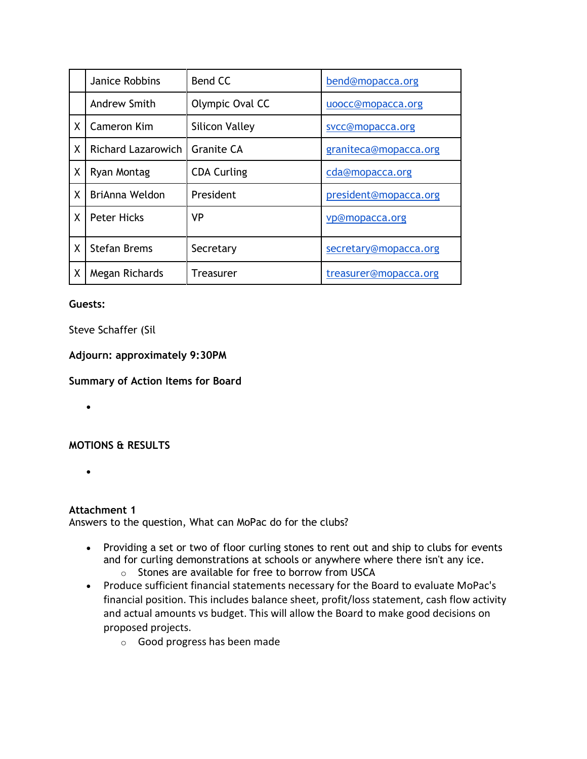|   |   |   |   |
|---|---|---|---|
|   | Janice Robbins | Bend CC | bend@mopacca.org |
|   | Andrew Smith | Olympic Oval CC | uoocc@mopacca.org |
| X | Cameron Kim | Silicon Valley | svcc@mopacca.org |
| X | Richard Lazarowich | Granite CA | graniteca@mopacca.org |
| X | Ryan Montag | CDA Curling | cda@mopacca.org |
| X | BriAnna Weldon | President | president@mopacca.org |
| X | Peter Hicks | VP | vp@mopacca.org |
| X | Stefan Brems | Secretary | secretary@mopacca.org |
| X | Megan Richards | Treasurer | treasurer@mopacca.org |

**Guests:**

Steve Schaffer (Sil

**Adjourn: approximately 9:30PM**

**Summary of Action Items for Board**

- 

**MOTIONS & RESULTS**

- 

**Attachment 1**

Answers to the question, What can MoPac do for the clubs?

- Providing a set or two of floor curling stones to rent out and ship to clubs for events and for curling demonstrations at schools or anywhere where there isn't any ice.
  - Stones are available for free to borrow from USCA
- Produce sufficient financial statements necessary for the Board to evaluate MoPac's financial position. This includes balance sheet, profit/loss statement, cash flow activity and actual amounts vs budget. This will allow the Board to make good decisions on proposed projects.
  - Good progress has been made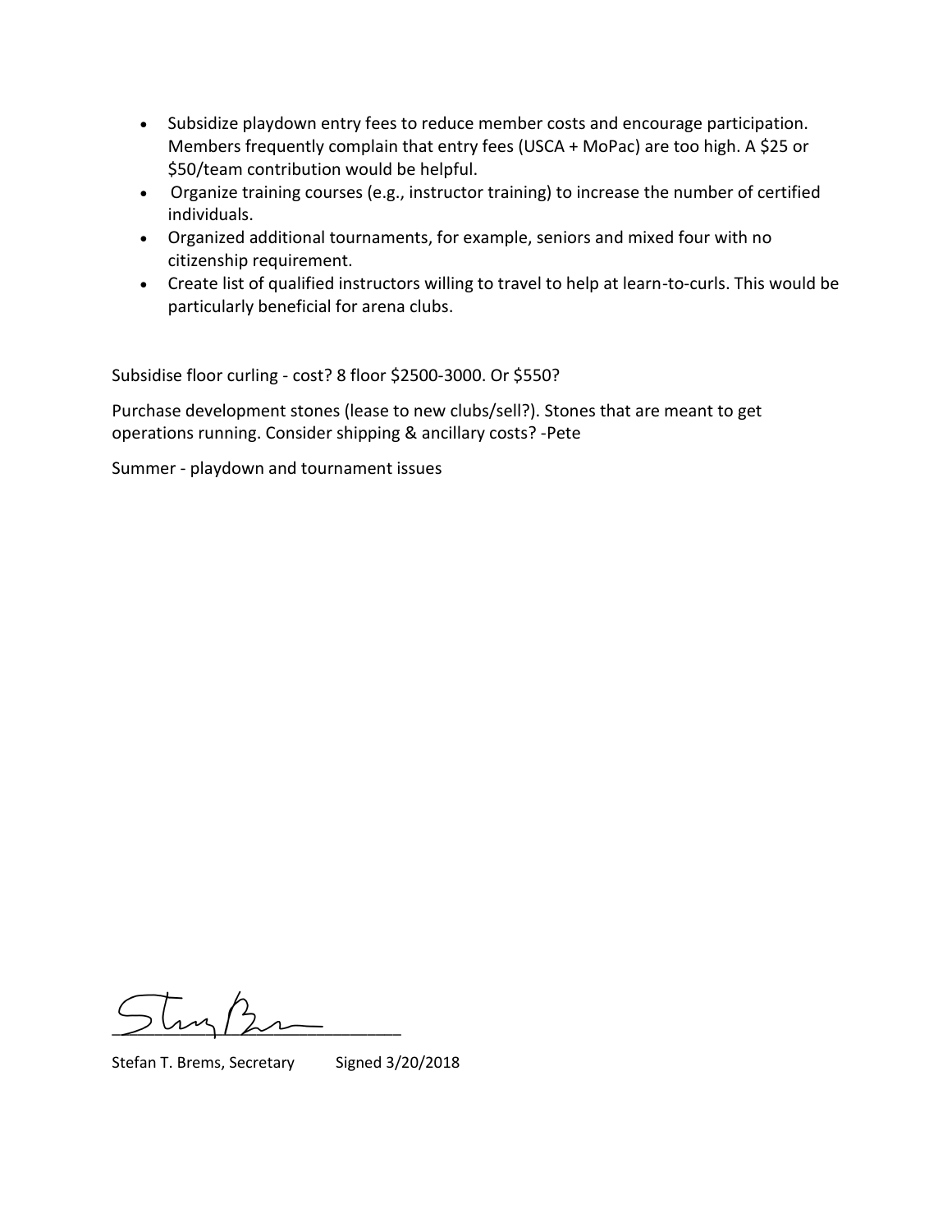- Subsidize playdown entry fees to reduce member costs and encourage participation. Members frequently complain that entry fees (USCA + MoPac) are too high. A $25 or $50/team contribution would be helpful.
- Organize training courses (e.g., instructor training) to increase the number of certified individuals.
- Organized additional tournaments, for example, seniors and mixed four with no citizenship requirement.
- Create list of qualified instructors willing to travel to help at learn-to-curls. This would be particularly beneficial for arena clubs.

Subsidise floor curling - cost? 8 floor $2500-3000. Or $550?

Purchase development stones (lease to new clubs/sell?). Stones that are meant to get operations running. Consider shipping & ancillary costs? -Pete

Summer - playdown and tournament issues

Stefan T. Brems, Secretary Signed 3/20/2018